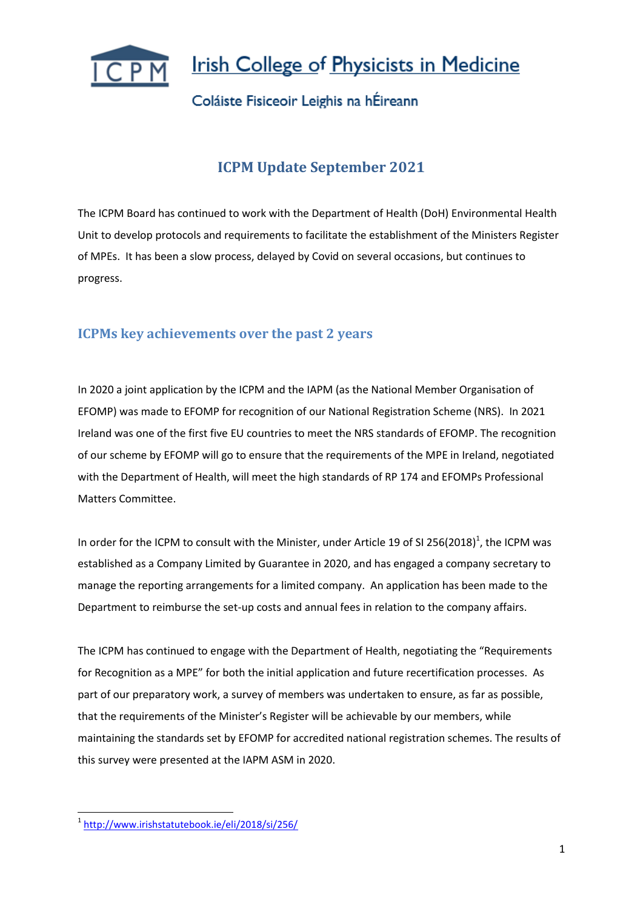# Irish College of Physicists in Medicine

Coláiste Fisiceoir Leighis na hÉireann

## ICPM Update September 2021

The ICPM Board has continued to work with the Department of Health (DoH) Environmental Health Unit to develop protocols and requirements to facilitate the establishment of the Ministers Register of MPEs. It has been a slow process, delayed by Covid on several occasions, but continues to progress.

### ICPMs key achievements over the past 2 years

In 2020 a joint application by the ICPM and the IAPM (as the National Member Organisation of EFOMP) was made to EFOMP for recognition of our National Registration Scheme (NRS). In 2021 Ireland was one of the first five EU countries to meet the NRS standards of EFOMP. The recognition of our scheme by EFOMP will go to ensure that the requirements of the MPE in Ireland, negotiated with the Department of Health, will meet the high standards of RP 174 and EFOMPs Professional Matters Committee.

In order for the ICPM to consult with the Minister, under Article 19 of SI 256(2018)[1], the ICPM was established as a Company Limited by Guarantee in 2020, and has engaged a company secretary to manage the reporting arrangements for a limited company. An application has been made to the Department to reimburse the set-up costs and annual fees in relation to the company affairs.

The ICPM has continued to engage with the Department of Health, negotiating the "Requirements for Recognition as a MPE" for both the initial application and future recertification processes. As part of our preparatory work, a survey of members was undertaken to ensure, as far as possible, that the requirements of the Minister's Register will be achievable by our members, while maintaining the standards set by EFOMP for accredited national registration schemes. The results of this survey were presented at the IAPM ASM in 2020.

[1] http://www.irishstatutebook.ie/eli/2018/si/256/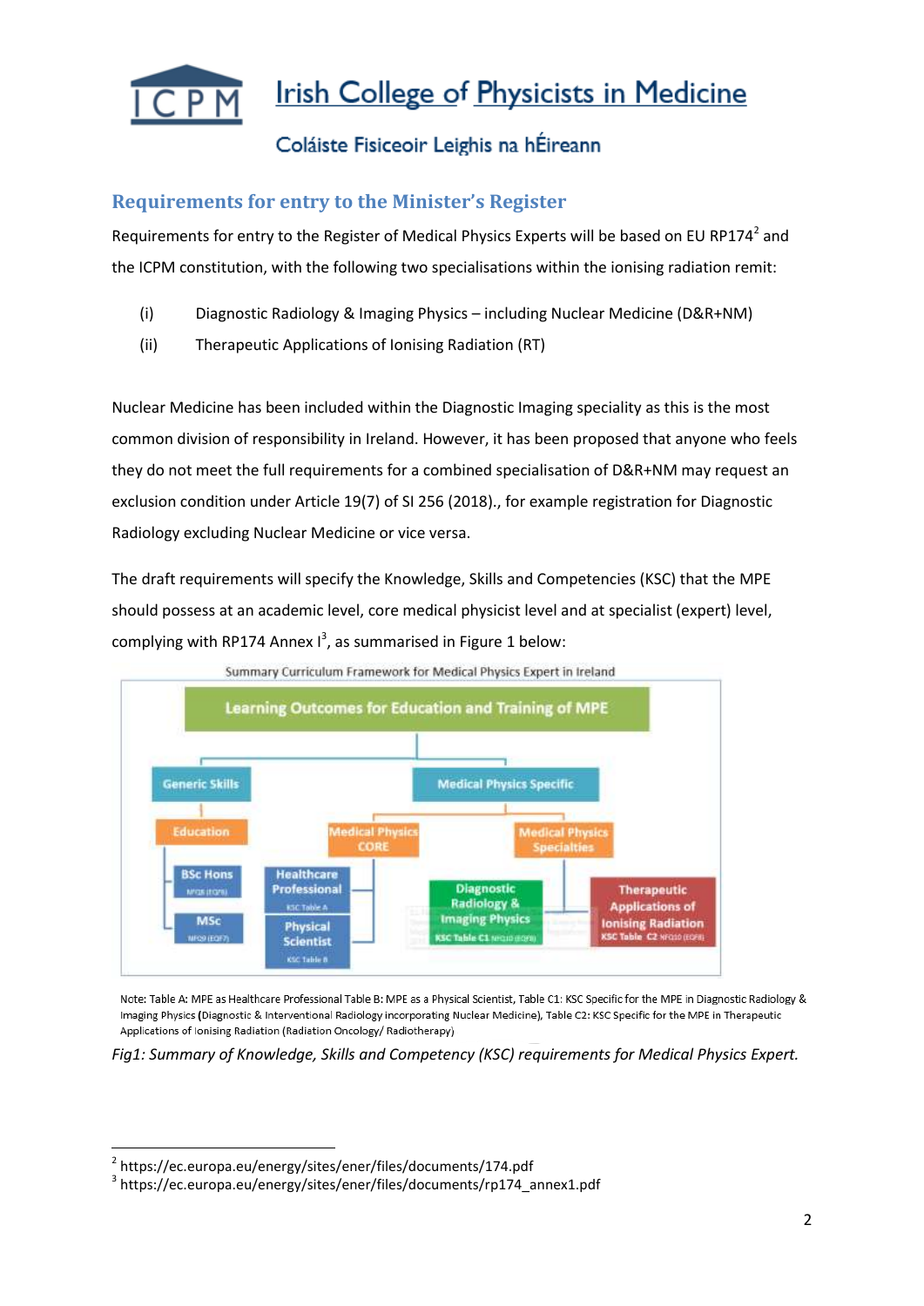# Irish College of Physicists in Medicine

Coláiste Fisiceoir Leighis na hÉireann

## Requirements for entry to the Minister's Register

Requirements for entry to the Register of Medical Physics Experts will be based on EU RP174[2] and the ICPM constitution, with the following two specialisations within the ionising radiation remit:

(i) Diagnostic Radiology & Imaging Physics – including Nuclear Medicine (D&R+NM)

(ii) Therapeutic Applications of Ionising Radiation (RT)

Nuclear Medicine has been included within the Diagnostic Imaging speciality as this is the most common division of responsibility in Ireland. However, it has been proposed that anyone who feels they do not meet the full requirements for a combined specialisation of D&R+NM may request an exclusion condition under Article 19(7) of SI 256 (2018)., for example registration for Diagnostic Radiology excluding Nuclear Medicine or vice versa.

The draft requirements will specify the Knowledge, Skills and Competencies (KSC) that the MPE should possess at an academic level, core medical physicist level and at specialist (expert) level, complying with RP174 Annex I[3], as summarised in Figure 1 below:

Summary Curriculum Framework for Medical Physics Expert in Ireland

Learning Outcomes for Education and Training of MPE

- Generic Skills
  - Education
    - BSc Hons (NFQ8 (EQF6))
    - MSc (NFQ9 (EQF7))
- Medical Physics Specific
  - Medical Physics CORE
    - Healthcare Professional (KSC Table A)
    - Physical Scientist (KSC Table B)
  - Medical Physics Specialties
    - Diagnostic Radiology & Imaging Physics (KSC Table C1 NFQ10 (EQF8))
    - Therapeutic Applications of Ionising Radiation (KSC Table C2 NFQ10 (EQF8))

Note: Table A: MPE as Healthcare Professional Table B: MPE as a Physical Scientist, Table C1: KSC Specific for the MPE in Diagnostic Radiology & Imaging Physics (Diagnostic & Interventional Radiology incorporating Nuclear Medicine), Table C2: KSC Specific for the MPE in Therapeutic Applications of Ionising Radiation (Radiation Oncology/ Radiotherapy)

*Fig1: Summary of Knowledge, Skills and Competency (KSC) requirements for Medical Physics Expert.*

---

[2] https://ec.europa.eu/energy/sites/ener/files/documents/174.pdf

[3] https://ec.europa.eu/energy/sites/ener/files/documents/rp174_annex1.pdf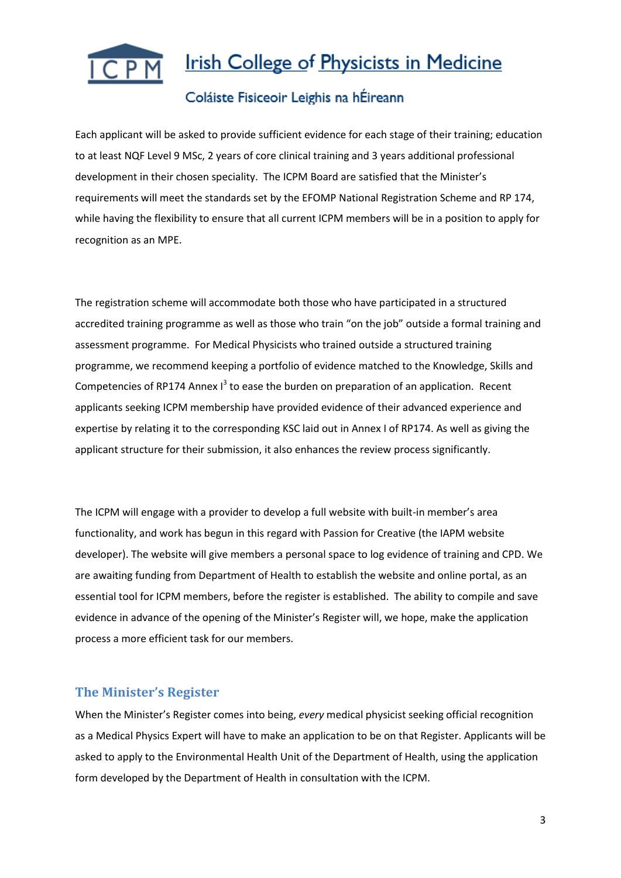Each applicant will be asked to provide sufficient evidence for each stage of their training; education to at least NQF Level 9 MSc, 2 years of core clinical training and 3 years additional professional development in their chosen speciality. The ICPM Board are satisfied that the Minister's requirements will meet the standards set by the EFOMP National Registration Scheme and RP 174, while having the flexibility to ensure that all current ICPM members will be in a position to apply for recognition as an MPE.

The registration scheme will accommodate both those who have participated in a structured accredited training programme as well as those who train "on the job" outside a formal training and assessment programme. For Medical Physicists who trained outside a structured training programme, we recommend keeping a portfolio of evidence matched to the Knowledge, Skills and Competencies of RP174 Annex I[3] to ease the burden on preparation of an application. Recent applicants seeking ICPM membership have provided evidence of their advanced experience and expertise by relating it to the corresponding KSC laid out in Annex I of RP174. As well as giving the applicant structure for their submission, it also enhances the review process significantly.

The ICPM will engage with a provider to develop a full website with built-in member's area functionality, and work has begun in this regard with Passion for Creative (the IAPM website developer). The website will give members a personal space to log evidence of training and CPD. We are awaiting funding from Department of Health to establish the website and online portal, as an essential tool for ICPM members, before the register is established. The ability to compile and save evidence in advance of the opening of the Minister's Register will, we hope, make the application process a more efficient task for our members.

## The Minister's Register

When the Minister's Register comes into being, *every* medical physicist seeking official recognition as a Medical Physics Expert will have to make an application to be on that Register. Applicants will be asked to apply to the Environmental Health Unit of the Department of Health, using the application form developed by the Department of Health in consultation with the ICPM.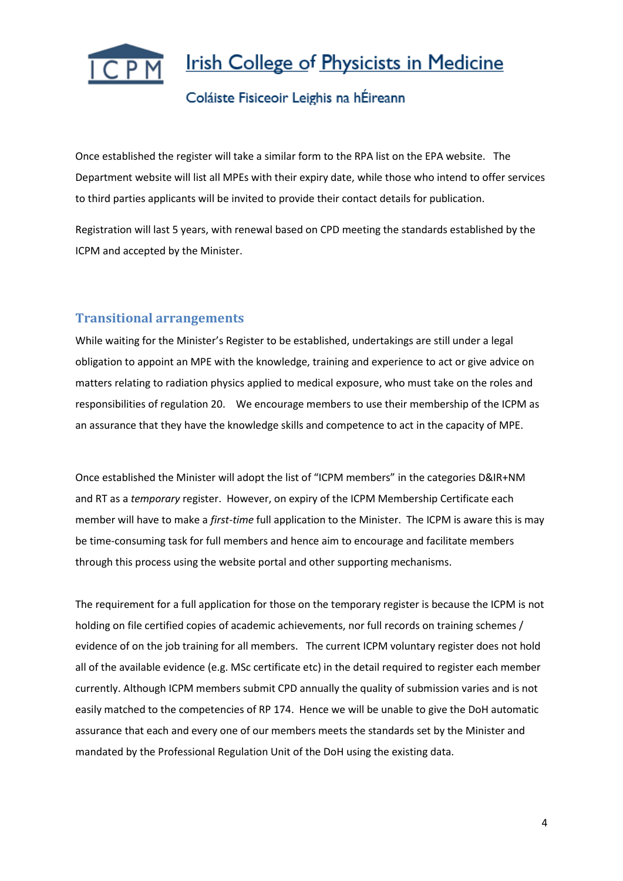Once established the register will take a similar form to the RPA list on the EPA website. The Department website will list all MPEs with their expiry date, while those who intend to offer services to third parties applicants will be invited to provide their contact details for publication.

Registration will last 5 years, with renewal based on CPD meeting the standards established by the ICPM and accepted by the Minister.

## Transitional arrangements

While waiting for the Minister's Register to be established, undertakings are still under a legal obligation to appoint an MPE with the knowledge, training and experience to act or give advice on matters relating to radiation physics applied to medical exposure, who must take on the roles and responsibilities of regulation 20. We encourage members to use their membership of the ICPM as an assurance that they have the knowledge skills and competence to act in the capacity of MPE.

Once established the Minister will adopt the list of "ICPM members" in the categories D&IR+NM and RT as a *temporary* register. However, on expiry of the ICPM Membership Certificate each member will have to make a *first-time* full application to the Minister. The ICPM is aware this is may be time-consuming task for full members and hence aim to encourage and facilitate members through this process using the website portal and other supporting mechanisms.

The requirement for a full application for those on the temporary register is because the ICPM is not holding on file certified copies of academic achievements, nor full records on training schemes / evidence of on the job training for all members. The current ICPM voluntary register does not hold all of the available evidence (e.g. MSc certificate etc) in the detail required to register each member currently. Although ICPM members submit CPD annually the quality of submission varies and is not easily matched to the competencies of RP 174. Hence we will be unable to give the DoH automatic assurance that each and every one of our members meets the standards set by the Minister and mandated by the Professional Regulation Unit of the DoH using the existing data.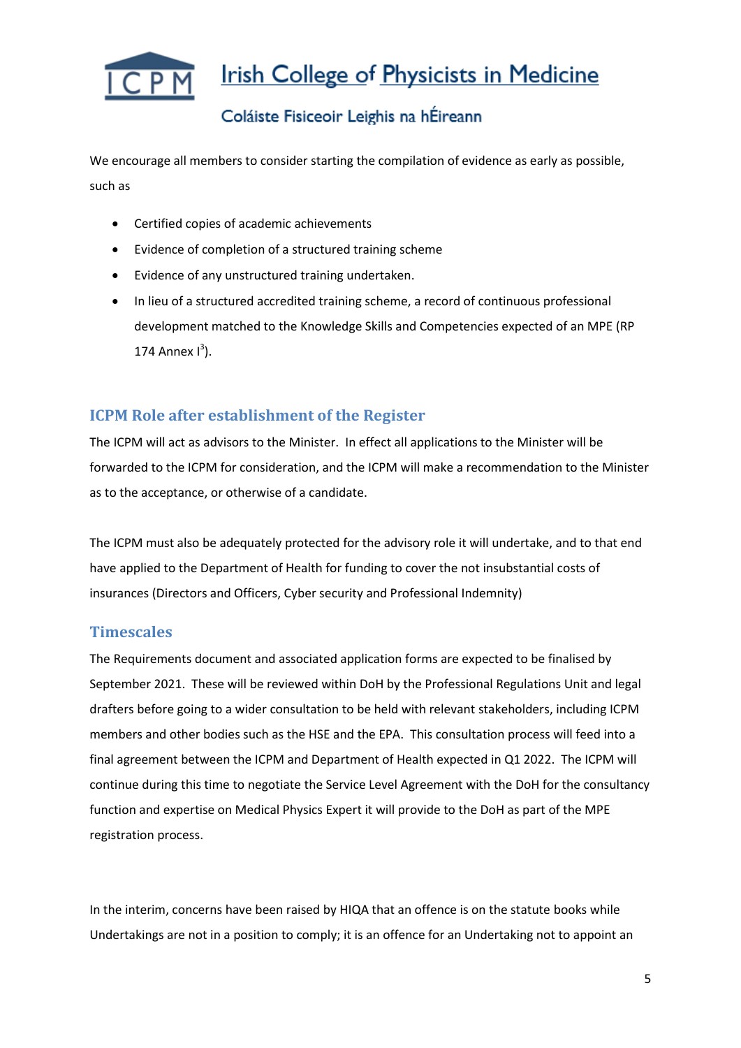We encourage all members to consider starting the compilation of evidence as early as possible, such as

- Certified copies of academic achievements
- Evidence of completion of a structured training scheme
- Evidence of any unstructured training undertaken.
- In lieu of a structured accredited training scheme, a record of continuous professional development matched to the Knowledge Skills and Competencies expected of an MPE (RP 174 Annex I[3]).

## ICPM Role after establishment of the Register

The ICPM will act as advisors to the Minister. In effect all applications to the Minister will be forwarded to the ICPM for consideration, and the ICPM will make a recommendation to the Minister as to the acceptance, or otherwise of a candidate.

The ICPM must also be adequately protected for the advisory role it will undertake, and to that end have applied to the Department of Health for funding to cover the not insubstantial costs of insurances (Directors and Officers, Cyber security and Professional Indemnity)

## Timescales

The Requirements document and associated application forms are expected to be finalised by September 2021. These will be reviewed within DoH by the Professional Regulations Unit and legal drafters before going to a wider consultation to be held with relevant stakeholders, including ICPM members and other bodies such as the HSE and the EPA. This consultation process will feed into a final agreement between the ICPM and Department of Health expected in Q1 2022. The ICPM will continue during this time to negotiate the Service Level Agreement with the DoH for the consultancy function and expertise on Medical Physics Expert it will provide to the DoH as part of the MPE registration process.

In the interim, concerns have been raised by HIQA that an offence is on the statute books while Undertakings are not in a position to comply; it is an offence for an Undertaking not to appoint an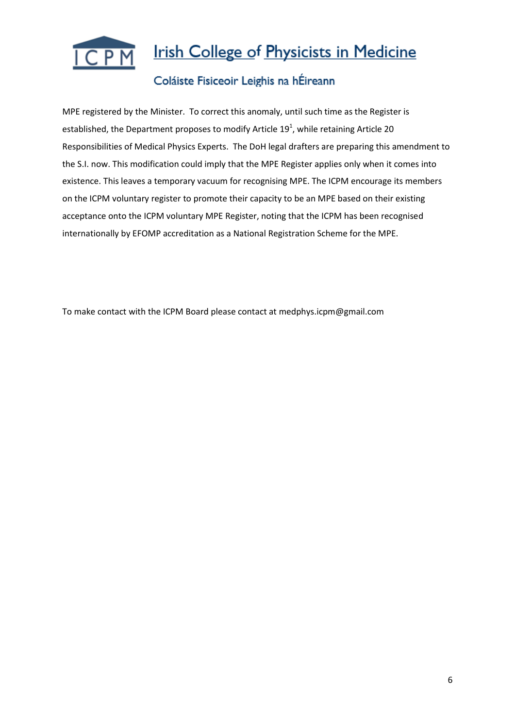MPE registered by the Minister. To correct this anomaly, until such time as the Register is established, the Department proposes to modify Article 19[1], while retaining Article 20 Responsibilities of Medical Physics Experts. The DoH legal drafters are preparing this amendment to the S.I. now. This modification could imply that the MPE Register applies only when it comes into existence. This leaves a temporary vacuum for recognising MPE. The ICPM encourage its members on the ICPM voluntary register to promote their capacity to be an MPE based on their existing acceptance onto the ICPM voluntary MPE Register, noting that the ICPM has been recognised internationally by EFOMP accreditation as a National Registration Scheme for the MPE.

To make contact with the ICPM Board please contact at medphys.icpm@gmail.com